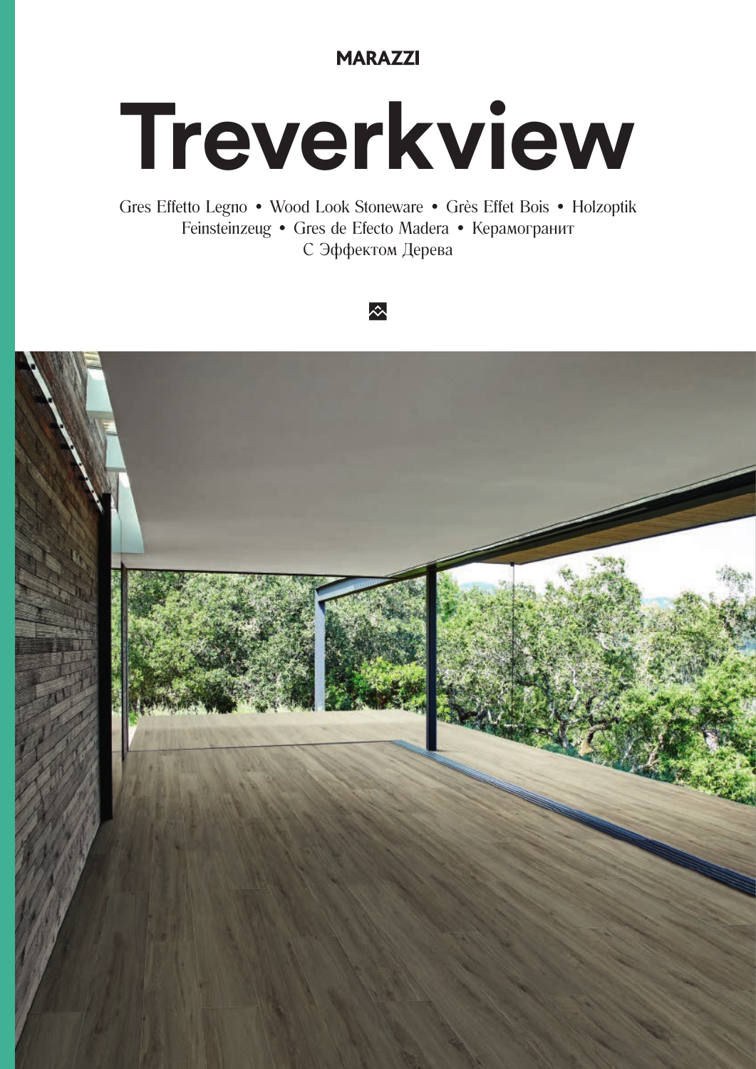MARAZZI

# Treverkview

Gres Effetto Legno • Wood Look Stoneware • Grès Effet Bois • Holzoptik Feinsteinzeug • Gres de Efecto Madera • Керамогранит С Эффектом Дерева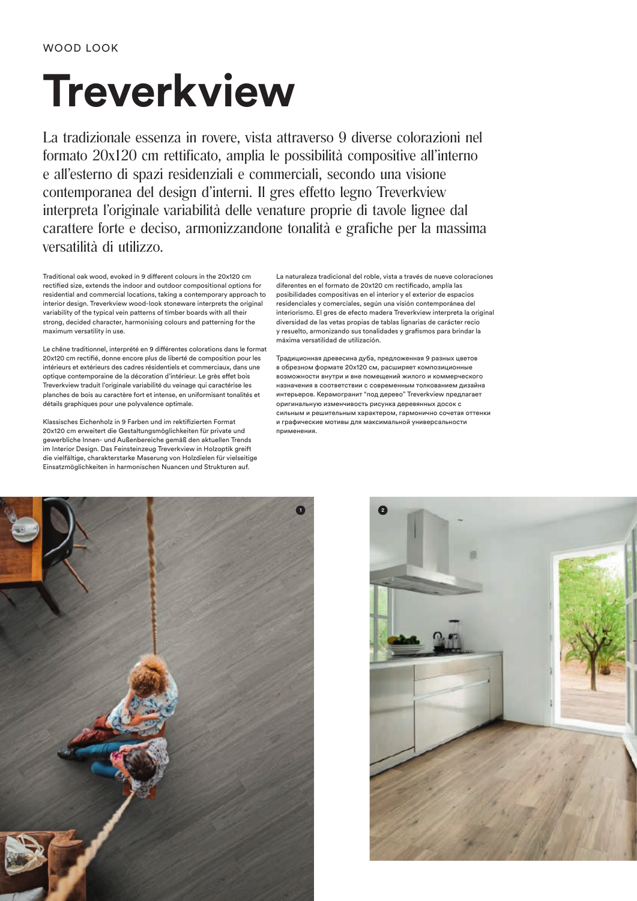WOOD LOOK

# Treverkview

La tradizionale essenza in rovere, vista attraverso 9 diverse colorazioni nel formato 20x120 cm rettificato, amplia le possibilità compositive all'interno e all'esterno di spazi residenziali e commerciali, secondo una visione contemporanea del design d'interni. Il gres effetto legno Treverkview interpreta l'originale variabilità delle venature proprie di tavole lignee dal carattere forte e deciso, armonizzandone tonalità e grafiche per la massima versatilità di utilizzo.

Traditional oak wood, evoked in 9 different colours in the 20x120 cm rectified size, extends the indoor and outdoor compositional options for residential and commercial locations, taking a contemporary approach to interior design. Treverkview wood-look stoneware interprets the original variability of the typical vein patterns of timber boards with all their strong, decided character, harmonising colours and patterning for the maximum versatility in use.

Le chêne traditionnel, interprété en 9 différentes colorations dans le format 20x120 cm rectifié, donne encore plus de liberté de composition pour les intérieurs et extérieurs des cadres résidentiels et commerciaux, dans une optique contemporaine de la décoration d'intérieur. Le grès effet bois Treverkview traduit l'originale variabilité du veinage qui caractérise les planches de bois au caractère fort et intense, en uniformisant tonalités et détails graphiques pour une polyvalence optimale.

Klassisches Eichenholz in 9 Farben und im rektifizierten Format 20x120 cm erweitert die Gestaltungsmöglichkeiten für private und gewerbliche Innen- und Außenbereiche gemäß den aktuellen Trends im Interior Design. Das Feinsteinzeug Treverkview in Holzoptik greift die vielfältige, charakterstarke Maserung von Holzdielen für vielseitige Einsatzmöglichkeiten in harmonischen Nuancen und Strukturen auf.

La naturaleza tradicional del roble, vista a través de nueve coloraciones diferentes en el formato de 20x120 cm rectificado, amplía las posibilidades compositivas en el interior y el exterior de espacios residenciales y comerciales, según una visión contemporánea del interiorismo. El gres de efecto madera Treverkview interpreta la original diversidad de las vetas propias de tablas lignarias de carácter recio y resuelto, armonizando sus tonalidades y grafismos para brindar la máxima versatilidad de utilización.

Традиционная древесина дуба, предложенная 9 разных цветов в обрезном формате 20x120 см, расширяет композиционные возможности внутри и вне помещений жилого и коммерческого назначения в соответствии с современным толкованием дизайна интерьеров. Керамогранит "под дерево" Treverkview предлагает оригинальную изменчивость рисунка деревянных досок с сильным и решительным характером, гармонично сочетая оттенки и графические мотивы для максимальной универсальности применения.

1

2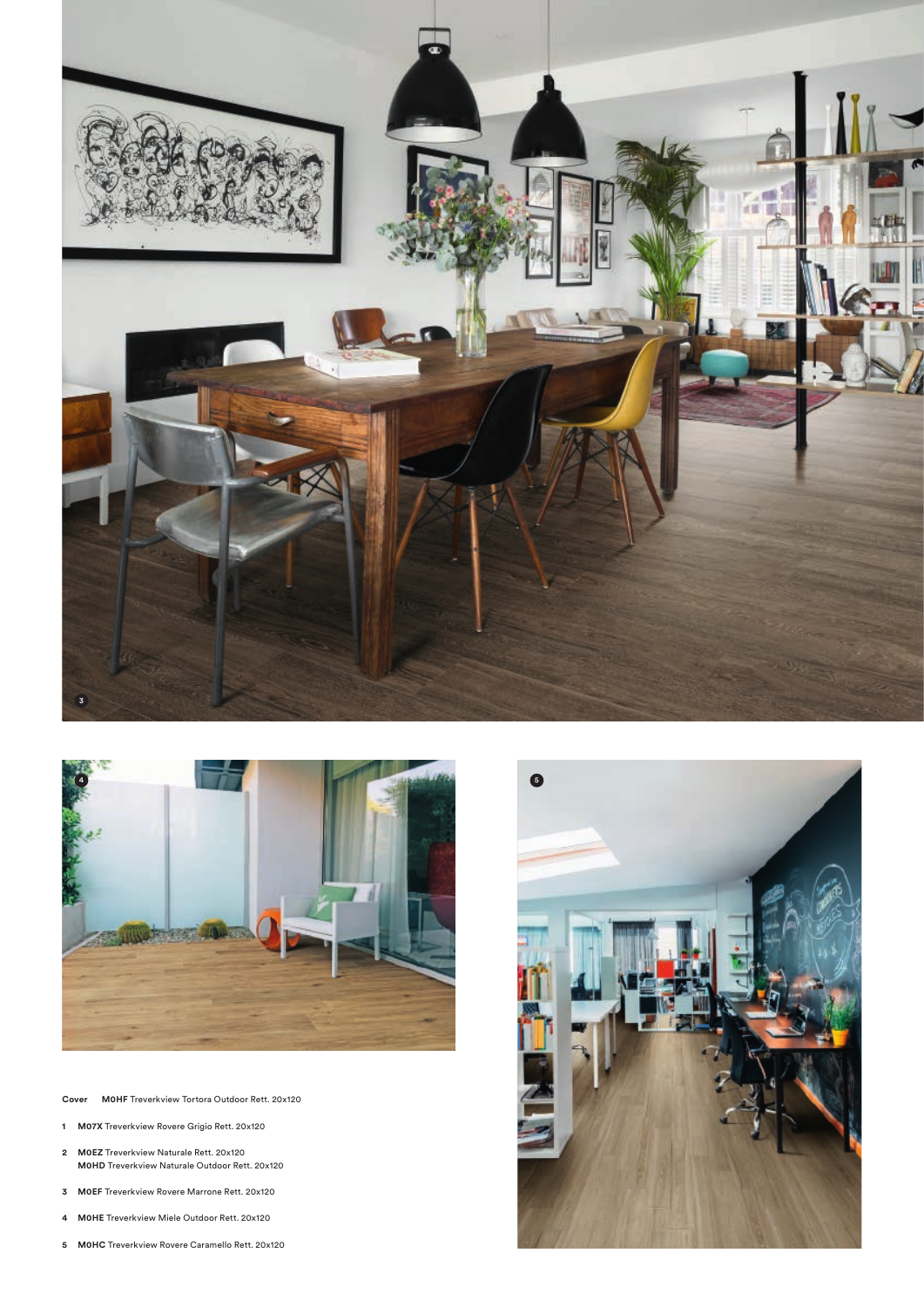**Cover** **M0HF** Treverkview Tortora Outdoor Rett. 20x120

1 **M07X** Treverkview Rovere Grigio Rett. 20x120

2 **M0EZ** Treverkview Naturale Rett. 20x120
**M0HD** Treverkview Naturale Outdoor Rett. 20x120

3 **M0EF** Treverkview Rovere Marrone Rett. 20x120

4 **M0HE** Treverkview Miele Outdoor Rett. 20x120

5 **M0HC** Treverkview Rovere Caramello Rett. 20x120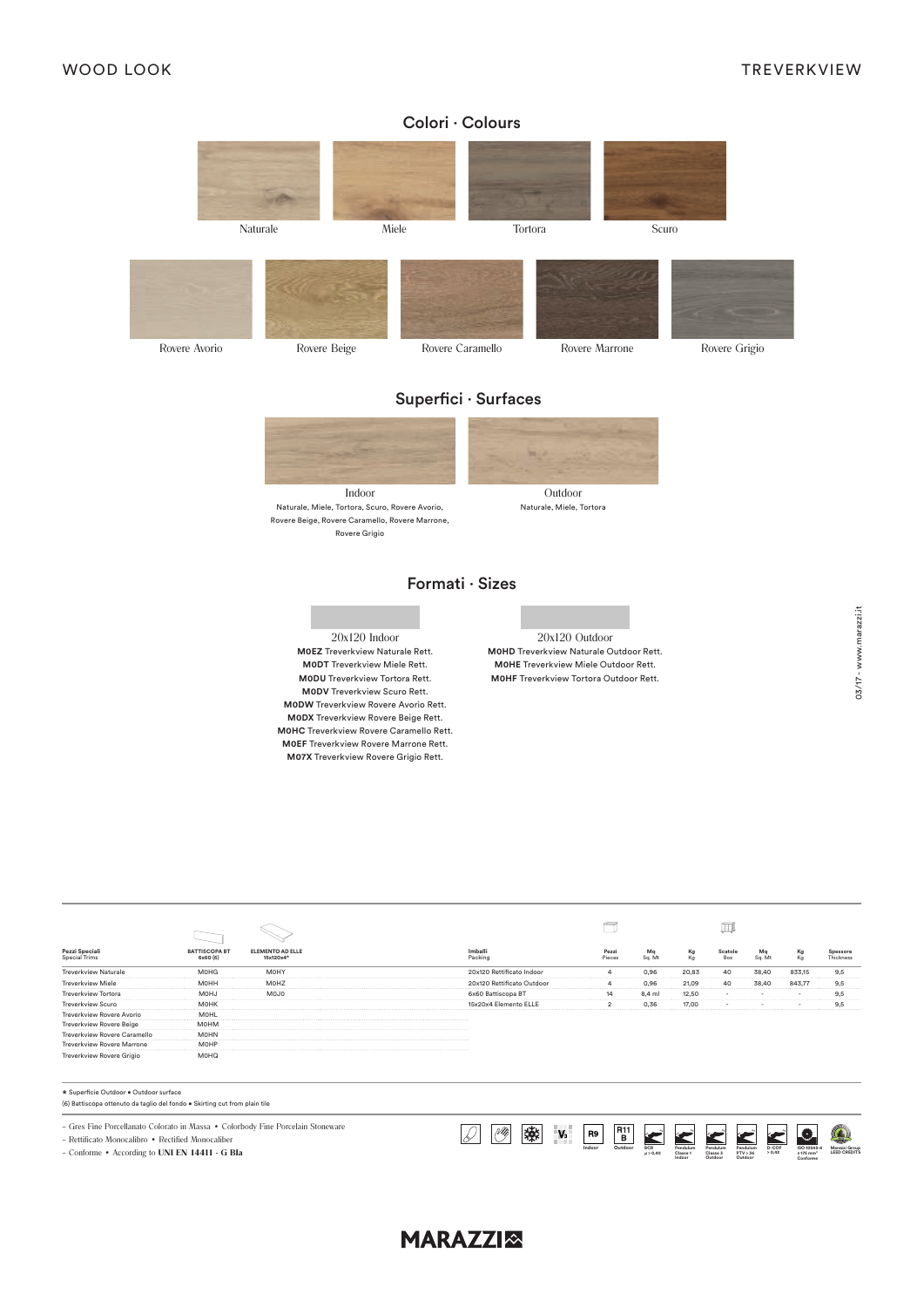WOOD LOOK

TREVERKVIEW

## Colori · Colours

Naturale

Miele

Tortora

Scuro

Rovere Avorio

Rovere Beige

Rovere Caramello

Rovere Marrone

Rovere Grigio

## Superfici · Surfaces

Indoor
Naturale, Miele, Tortora, Scuro, Rovere Avorio, Rovere Beige, Rovere Caramello, Rovere Marrone, Rovere Grigio

Outdoor
Naturale, Miele, Tortora

## Formati · Sizes

20x120 Indoor

**M0EZ** Treverkview Naturale Rett.
**M0DT** Treverkview Miele Rett.
**M0DU** Treverkview Tortora Rett.
**M0DV** Treverkview Scuro Rett.
**M0DW** Treverkview Rovere Avorio Rett.
**M0DX** Treverkview Rovere Beige Rett.
**M0HC** Treverkview Rovere Caramello Rett.
**M0EF** Treverkview Rovere Marrone Rett.
**M07X** Treverkview Rovere Grigio Rett.

20x120 Outdoor

**M0HD** Treverkview Naturale Outdoor Rett.
**M0HE** Treverkview Miele Outdoor Rett.
**M0HF** Treverkview Tortora Outdoor Rett.

03/17 - www.marazzi.it

| Pezzi Speciali Special Trims | BATTISCOPA BT 6x60 (6) | ELEMENTO AD ELLE 15x120x4* |
|---|---|---|
| Treverkview Naturale | M0HG | M0HY |
| Treverkview Miele | M0HH | M0HZ |
| Treverkview Tortora | M0HJ | M0J0 |
| Treverkview Scuro | M0HK | |
| Treverkview Rovere Avorio | M0HL | |
| Treverkview Rovere Beige | M0HM | |
| Treverkview Rovere Caramello | M0HN | |
| Treverkview Rovere Marrone | M0HP | |
| Treverkview Rovere Grigio | M0HQ | |

| Imballi Packing | Pezzi Pieces | Mq Sq. Mt | Kg Kg | Scatole Box | Mq Sq. Mt | Kg Kg | Spessore Thickness |
|---|---|---|---|---|---|---|---|
| 20x120 Rettificato Indoor | 4 | 0,96 | 20,83 | 40 | 38,40 | 833,15 | 9,5 |
| 20x120 Rettificato Outdoor | 4 | 0,96 | 21,09 | 40 | 38,40 | 843,77 | 9,5 |
| 6x60 Battiscopa BT | 14 | 8,4 ml | 12,50 | - | - | - | 9,5 |
| 15x20x4 Elemento ELLE | 2 | 0,36 | 17,00 | - | - | - | 9,5 |

* Superficie Outdoor • Outdoor surface
(6) Battiscopa ottenuto da taglio del fondo • Skirting cut from plain tile

– Gres Fine Porcellanato Colorato in Massa • Colorbody Fine Porcelain Stoneware
– Rettificato Monocalibro • Rectified Monocaliber
– Conforme • According to **UNI EN 14411 - G BIa**

V3 | R9 Indoor | R11 B Outdoor | BCR µ > 0,40 | Pendulum Classe 1 Indoor | Pendulum Classe 3 Outdoor | Pendulum PTV > 36 Outdoor | D-COF > 0,42 | ISO 10545-6 ≤ 175 mm³ Conforme | Marazzi Group LEED CREDITS

MARAZZI